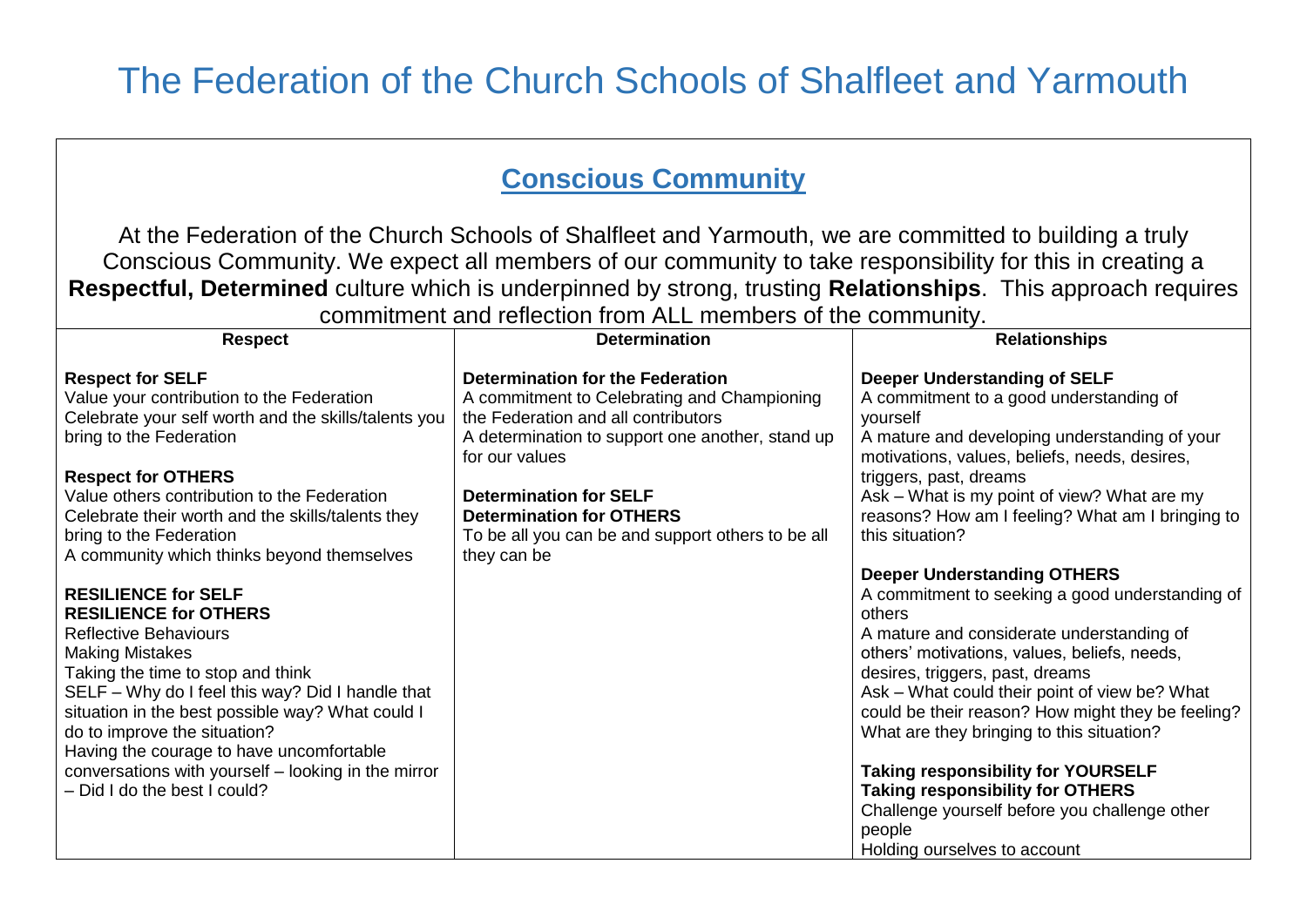# The Federation of the Church Schools of Shalfleet and Yarmouth

## Conscious Community

At the Federation of the Church Schools of Shalfleet and Yarmouth, we are committed to building a truly Conscious Community. We expect all members of our community to take responsibility for this in creating a **Respectful, Determined** culture which is underpinned by strong, trusting **Relationships**. This approach requires commitment and reflection from ALL members of the community.

| Respect | Determination | Relationships |
|---|---|---|
| **Respect for SELF**<br>Value your contribution to the Federation<br>Celebrate your self worth and the skills/talents you bring to the Federation<br><br>**Respect for OTHERS**<br>Value others contribution to the Federation<br>Celebrate their worth and the skills/talents they bring to the Federation<br>A community which thinks beyond themselves<br><br>**RESILIENCE for SELF**<br>**RESILIENCE for OTHERS**<br>Reflective Behaviours<br>Making Mistakes<br>Taking the time to stop and think<br>SELF – Why do I feel this way? Did I handle that situation in the best possible way? What could I do to improve the situation?<br>Having the courage to have uncomfortable conversations with yourself – looking in the mirror – Did I do the best I could? | **Determination for the Federation**<br>A commitment to Celebrating and Championing the Federation and all contributors<br>A determination to support one another, stand up for our values<br><br>**Determination for SELF**<br>**Determination for OTHERS**<br>To be all you can be and support others to be all they can be | **Deeper Understanding of SELF**<br>A commitment to a good understanding of yourself<br>A mature and developing understanding of your motivations, values, beliefs, needs, desires, triggers, past, dreams<br>Ask – What is my point of view? What are my reasons? How am I feeling? What am I bringing to this situation?<br><br>**Deeper Understanding OTHERS**<br>A commitment to seeking a good understanding of others<br>A mature and considerate understanding of others' motivations, values, beliefs, needs, desires, triggers, past, dreams<br>Ask – What could their point of view be? What could be their reason? How might they be feeling? What are they bringing to this situation?<br><br>**Taking responsibility for YOURSELF**<br>**Taking responsibility for OTHERS**<br>Challenge yourself before you challenge other people<br>Holding ourselves to account |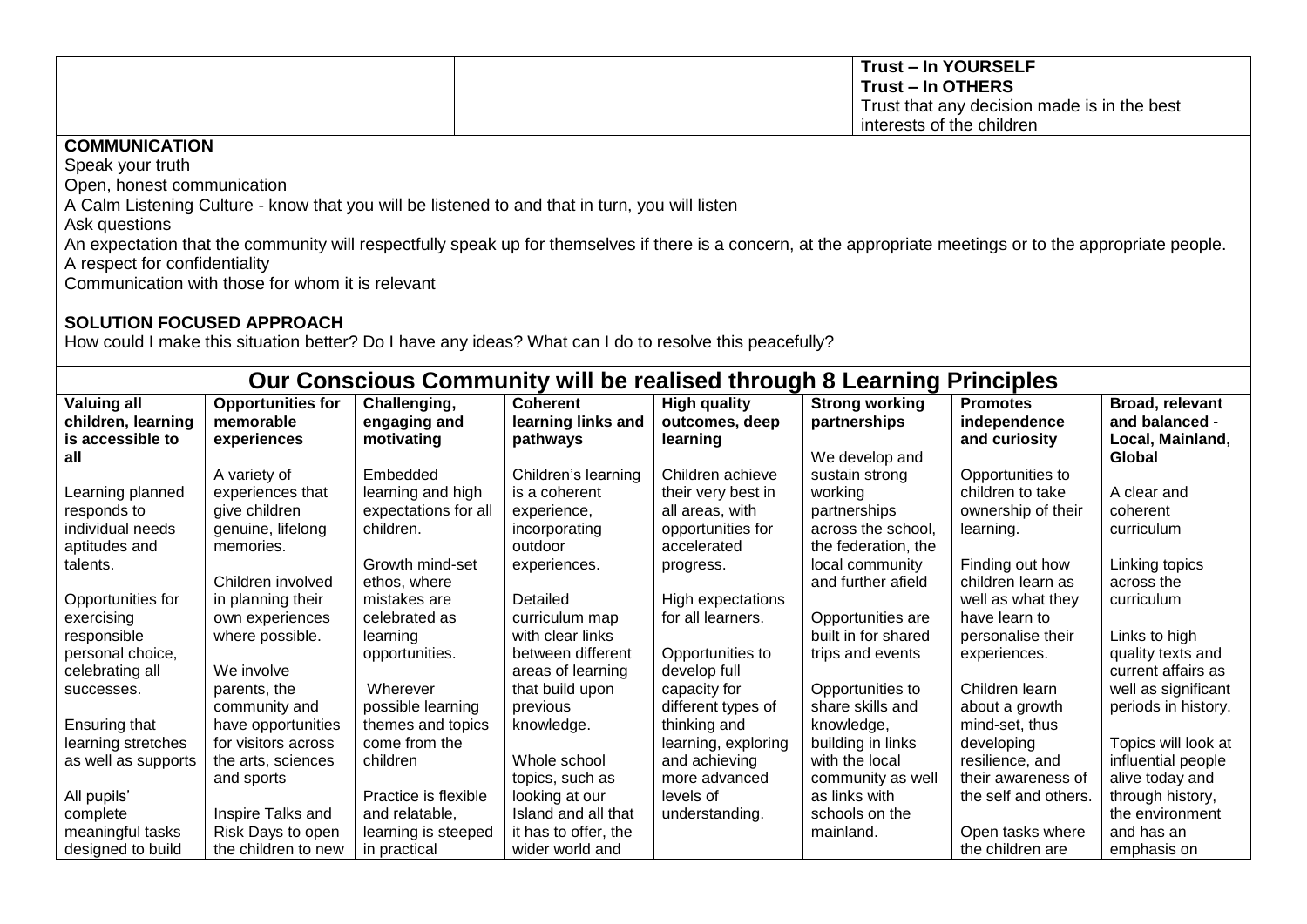| | | |
|---|---|---|
| | | **Trust – In YOURSELF**<br>**Trust – In OTHERS**<br>Trust that any decision made is in the best interests of the children |

**COMMUNICATION**

Speak your truth

Open, honest communication

A Calm Listening Culture - know that you will be listened to and that in turn, you will listen

Ask questions

An expectation that the community will respectfully speak up for themselves if there is a concern, at the appropriate meetings or to the appropriate people.

A respect for confidentiality

Communication with those for whom it is relevant

**SOLUTION FOCUSED APPROACH**

How could I make this situation better? Do I have any ideas? What can I do to resolve this peacefully?

## Our Conscious Community will be realised through 8 Learning Principles

| **Valuing all children, learning is accessible to all** | **Opportunities for memorable experiences** | **Challenging, engaging and motivating** | **Coherent learning links and pathways** | **High quality outcomes, deep learning** | **Strong working partnerships** | **Promotes independence and curiosity** | **Broad, relevant and balanced - Local, Mainland, Global** |
|---|---|---|---|---|---|---|---|
| Learning planned responds to individual needs aptitudes and talents.<br><br>Opportunities for exercising responsible personal choice, celebrating all successes.<br><br>Ensuring that learning stretches as well as supports<br><br>All pupils' complete meaningful tasks designed to build | A variety of experiences that give children genuine, lifelong memories.<br><br>Children involved in planning their own experiences where possible.<br><br>We involve parents, the community and have opportunities for visitors across the arts, sciences and sports<br><br>Inspire Talks and Risk Days to open the children to new | Embedded learning and high expectations for all children.<br><br>Growth mind-set ethos, where mistakes are celebrated as learning opportunities.<br><br>Wherever possible learning themes and topics come from the children<br><br>Practice is flexible and relatable, learning is steeped in practical | Children's learning is a coherent experience, incorporating outdoor experiences.<br><br>Detailed curriculum map with clear links between different areas of learning that build upon previous knowledge.<br><br>Whole school topics, such as looking at our Island and all that it has to offer, the wider world and | Children achieve their very best in all areas, with opportunities for accelerated progress.<br><br>High expectations for all learners.<br><br>Opportunities to develop full capacity for different types of thinking and learning, exploring and achieving more advanced levels of understanding. | We develop and sustain strong working partnerships across the school, the federation, the local community and further afield<br><br>Opportunities are built in for shared trips and events<br><br>Opportunities to share skills and knowledge, building in links with the local community as well as links with schools on the mainland. | Opportunities to children to take ownership of their learning.<br><br>Finding out how children learn as well as what they have learn to personalise their experiences.<br><br>Children learn about a growth mind-set, thus developing resilience, and their awareness of the self and others.<br><br>Open tasks where the children are | A clear and coherent curriculum<br><br>Linking topics across the curriculum<br><br>Links to high quality texts and current affairs as well as significant periods in history.<br><br>Topics will look at influential people alive today and through history, the environment and has an emphasis on |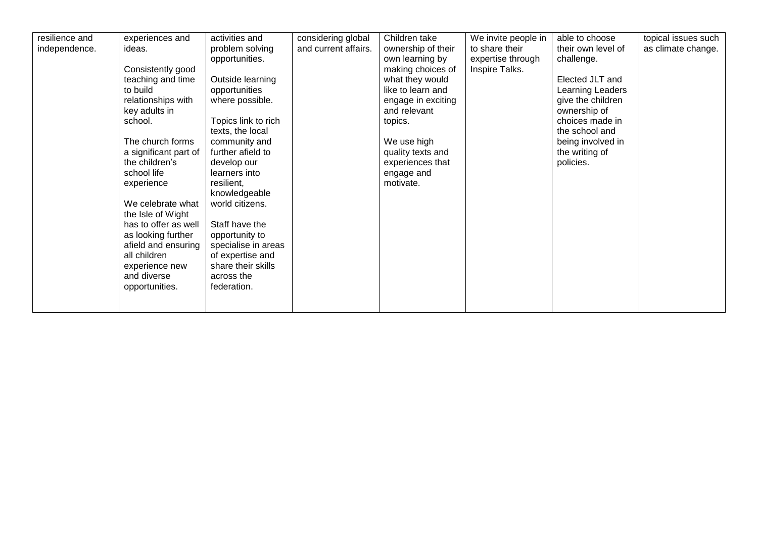| | | | | | | | |
|---|---|---|---|---|---|---|---|
| resilience and independence. | experiences and ideas.<br><br>Consistently good teaching and time to build relationships with key adults in school.<br><br>The church forms a significant part of the children's school life experience<br><br>We celebrate what the Isle of Wight has to offer as well as looking further afield and ensuring all children experience new and diverse opportunities. | activities and problem solving opportunities.<br><br>Outside learning opportunities where possible.<br><br>Topics link to rich texts, the local community and further afield to develop our learners into resilient, knowledgeable world citizens.<br><br>Staff have the opportunity to specialise in areas of expertise and share their skills across the federation. | considering global and current affairs. | Children take ownership of their own learning by making choices of what they would like to learn and engage in exciting and relevant topics.<br><br>We use high quality texts and experiences that engage and motivate. | We invite people in to share their expertise through Inspire Talks. | able to choose their own level of challenge.<br><br>Elected JLT and Learning Leaders give the children ownership of choices made in the school and being involved in the writing of policies. | topical issues such as climate change. |